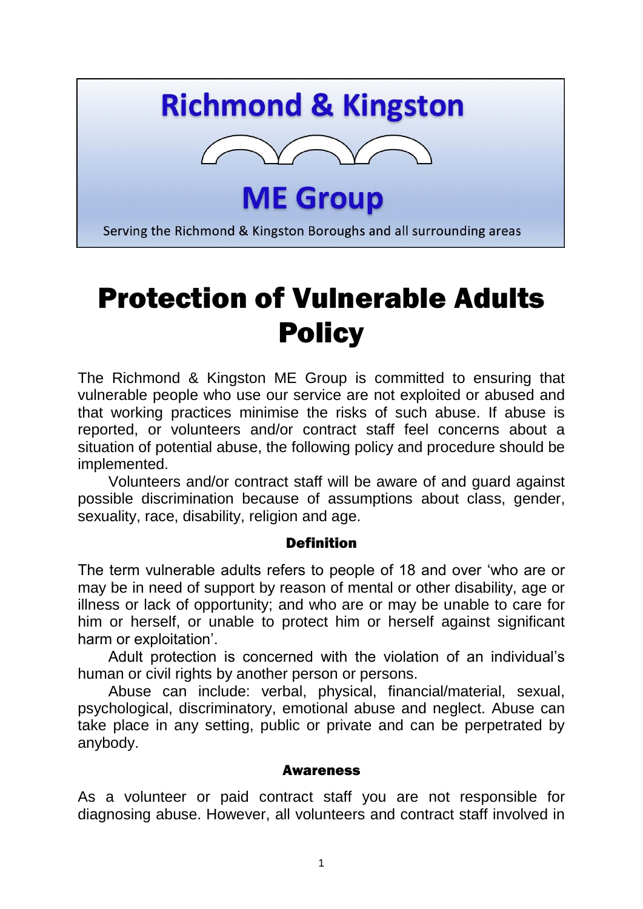**Richmond & Kingston**

**ME Group**

Serving the Richmond & Kingston Boroughs and all surrounding areas

# Protection of Vulnerable Adults Policy

The Richmond & Kingston ME Group is committed to ensuring that vulnerable people who use our service are not exploited or abused and that working practices minimise the risks of such abuse. If abuse is reported, or volunteers and/or contract staff feel concerns about a situation of potential abuse, the following policy and procedure should be implemented.

Volunteers and/or contract staff will be aware of and guard against possible discrimination because of assumptions about class, gender, sexuality, race, disability, religion and age.

### Definition

The term vulnerable adults refers to people of 18 and over 'who are or may be in need of support by reason of mental or other disability, age or illness or lack of opportunity; and who are or may be unable to care for him or herself, or unable to protect him or herself against significant harm or exploitation'.

Adult protection is concerned with the violation of an individual's human or civil rights by another person or persons.

Abuse can include: verbal, physical, financial/material, sexual, psychological, discriminatory, emotional abuse and neglect. Abuse can take place in any setting, public or private and can be perpetrated by anybody.

### Awareness

As a volunteer or paid contract staff you are not responsible for diagnosing abuse. However, all volunteers and contract staff involved in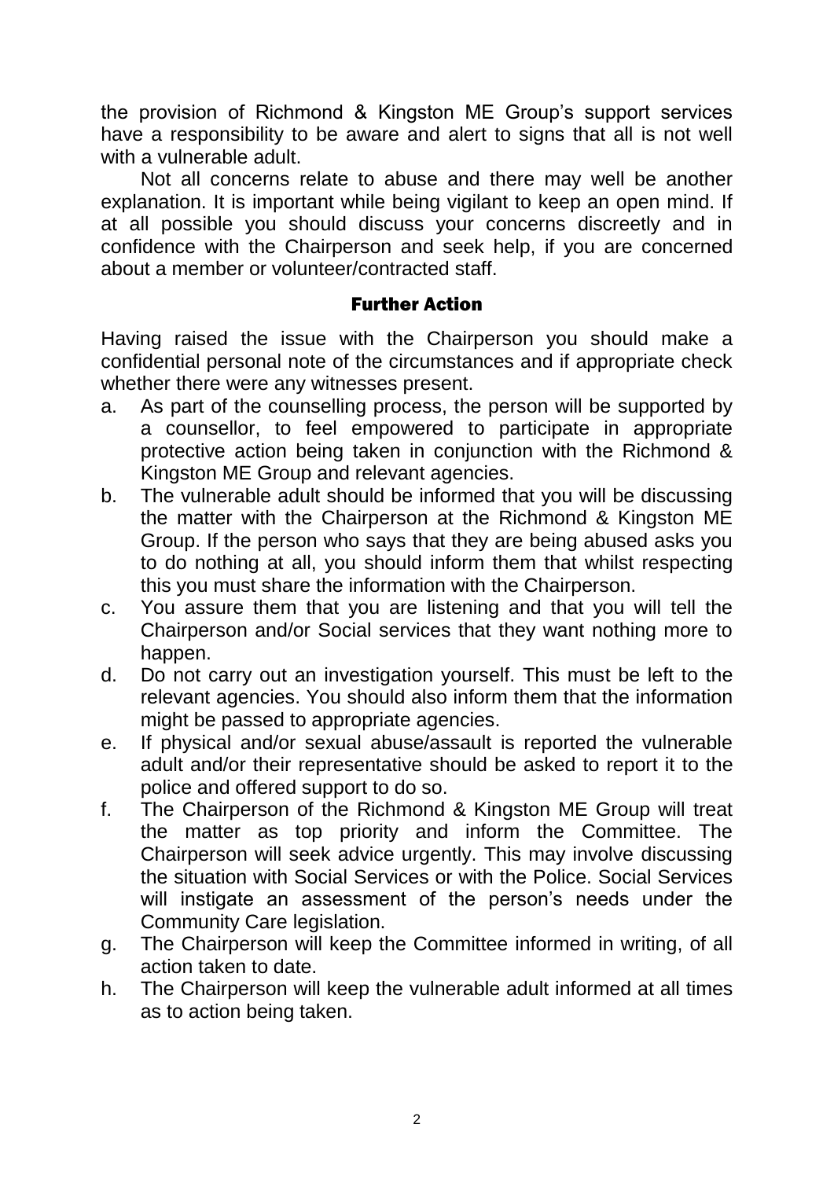the provision of Richmond & Kingston ME Group's support services have a responsibility to be aware and alert to signs that all is not well with a vulnerable adult.

Not all concerns relate to abuse and there may well be another explanation. It is important while being vigilant to keep an open mind. If at all possible you should discuss your concerns discreetly and in confidence with the Chairperson and seek help, if you are concerned about a member or volunteer/contracted staff.

## Further Action

Having raised the issue with the Chairperson you should make a confidential personal note of the circumstances and if appropriate check whether there were any witnesses present.

a. As part of the counselling process, the person will be supported by a counsellor, to feel empowered to participate in appropriate protective action being taken in conjunction with the Richmond & Kingston ME Group and relevant agencies.

b. The vulnerable adult should be informed that you will be discussing the matter with the Chairperson at the Richmond & Kingston ME Group. If the person who says that they are being abused asks you to do nothing at all, you should inform them that whilst respecting this you must share the information with the Chairperson.

c. You assure them that you are listening and that you will tell the Chairperson and/or Social services that they want nothing more to happen.

d. Do not carry out an investigation yourself. This must be left to the relevant agencies. You should also inform them that the information might be passed to appropriate agencies.

e. If physical and/or sexual abuse/assault is reported the vulnerable adult and/or their representative should be asked to report it to the police and offered support to do so.

f. The Chairperson of the Richmond & Kingston ME Group will treat the matter as top priority and inform the Committee. The Chairperson will seek advice urgently. This may involve discussing the situation with Social Services or with the Police. Social Services will instigate an assessment of the person's needs under the Community Care legislation.

g. The Chairperson will keep the Committee informed in writing, of all action taken to date.

h. The Chairperson will keep the vulnerable adult informed at all times as to action being taken.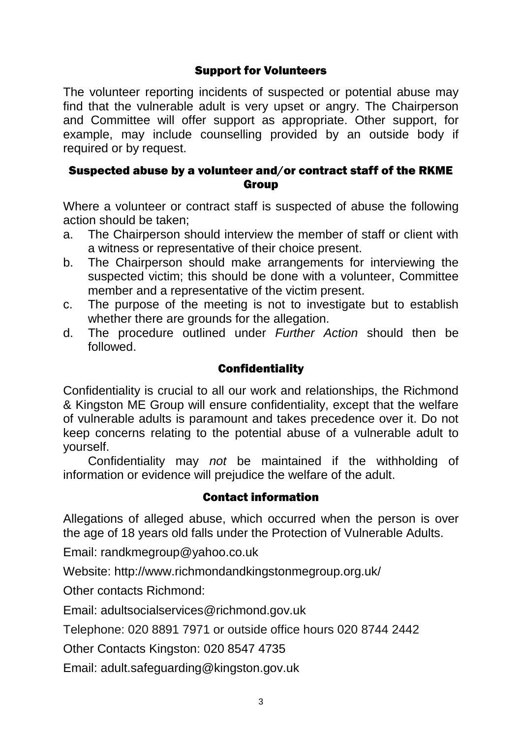## Support for Volunteers

The volunteer reporting incidents of suspected or potential abuse may find that the vulnerable adult is very upset or angry. The Chairperson and Committee will offer support as appropriate. Other support, for example, may include counselling provided by an outside body if required or by request.

## Suspected abuse by a volunteer and/or contract staff of the RKME Group

Where a volunteer or contract staff is suspected of abuse the following action should be taken;

a. The Chairperson should interview the member of staff or client with a witness or representative of their choice present.
b. The Chairperson should make arrangements for interviewing the suspected victim; this should be done with a volunteer, Committee member and a representative of the victim present.
c. The purpose of the meeting is not to investigate but to establish whether there are grounds for the allegation.
d. The procedure outlined under *Further Action* should then be followed.

## Confidentiality

Confidentiality is crucial to all our work and relationships, the Richmond & Kingston ME Group will ensure confidentiality, except that the welfare of vulnerable adults is paramount and takes precedence over it. Do not keep concerns relating to the potential abuse of a vulnerable adult to yourself.

Confidentiality may *not* be maintained if the withholding of information or evidence will prejudice the welfare of the adult.

## Contact information

Allegations of alleged abuse, which occurred when the person is over the age of 18 years old falls under the Protection of Vulnerable Adults.

Email: randkmegroup@yahoo.co.uk

Website: http://www.richmondandkingstonmegroup.org.uk/

Other contacts Richmond:

Email: adultsocialservices@richmond.gov.uk

Telephone: 020 8891 7971 or outside office hours 020 8744 2442

Other Contacts Kingston: 020 8547 4735

Email: adult.safeguarding@kingston.gov.uk